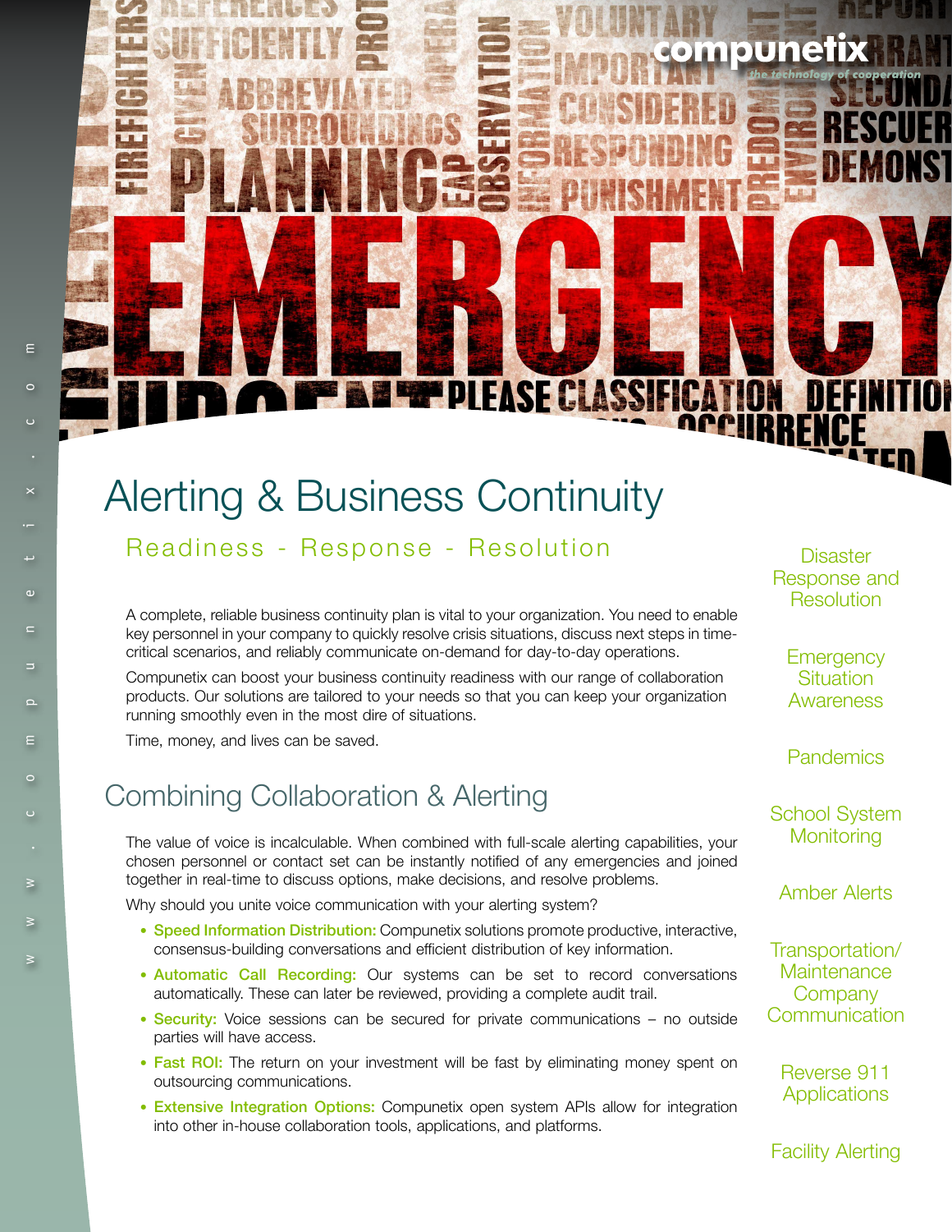compunetix
*the technology of cooperation*

# Alerting & Business Continuity

### Readiness - Response - Resolution

A complete, reliable business continuity plan is vital to your organization. You need to enable key personnel in your company to quickly resolve crisis situations, discuss next steps in time-critical scenarios, and reliably communicate on-demand for day-to-day operations.

Compunetix can boost your business continuity readiness with our range of collaboration products. Our solutions are tailored to your needs so that you can keep your organization running smoothly even in the most dire of situations.

Time, money, and lives can be saved.

## Combining Collaboration & Alerting

The value of voice is incalculable. When combined with full-scale alerting capabilities, your chosen personnel or contact set can be instantly notified of any emergencies and joined together in real-time to discuss options, make decisions, and resolve problems.

Why should you unite voice communication with your alerting system?

- **Speed Information Distribution:** Compunetix solutions promote productive, interactive, consensus-building conversations and efficient distribution of key information.
- **Automatic Call Recording:** Our systems can be set to record conversations automatically. These can later be reviewed, providing a complete audit trail.
- **Security:** Voice sessions can be secured for private communications – no outside parties will have access.
- **Fast ROI:** The return on your investment will be fast by eliminating money spent on outsourcing communications.
- **Extensive Integration Options:** Compunetix open system APIs allow for integration into other in-house collaboration tools, applications, and platforms.

Disaster Response and Resolution

Emergency Situation Awareness

Pandemics

School System Monitoring

Amber Alerts

Transportation/ Maintenance Company Communication

Reverse 911 Applications

Facility Alerting

www.compunetix.com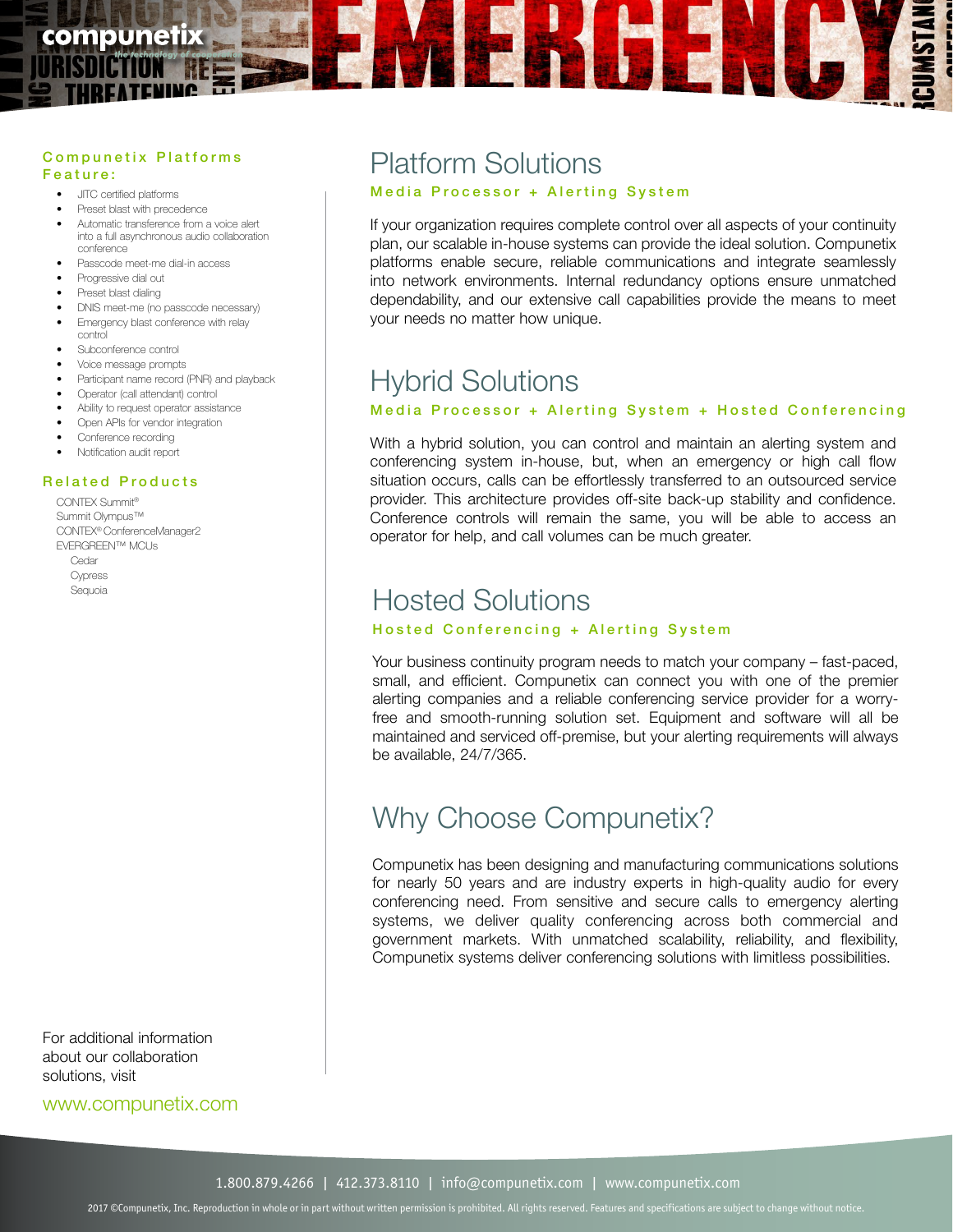## Compunetix Platforms Feature:

- JITC certified platforms
- Preset blast with precedence
- Automatic transference from a voice alert into a full asynchronous audio collaboration conference
- Passcode meet-me dial-in access
- Progressive dial out
- Preset blast dialing
- DNIS meet-me (no passcode necessary)
- Emergency blast conference with relay control
- Subconference control
- Voice message prompts
- Participant name record (PNR) and playback
- Operator (call attendant) control
- Ability to request operator assistance
- Open APIs for vendor integration
- Conference recording
- Notification audit report

## Related Products

CONTEX Summit®
Summit Olympus™
CONTEX® ConferenceManager2
EVERGREEN™ MCUs
- Cedar
- Cypress
- Sequoia

For additional information about our collaboration solutions, visit

www.compunetix.com

# Platform Solutions

### Media Processor + Alerting System

If your organization requires complete control over all aspects of your continuity plan, our scalable in-house systems can provide the ideal solution. Compunetix platforms enable secure, reliable communications and integrate seamlessly into network environments. Internal redundancy options ensure unmatched dependability, and our extensive call capabilities provide the means to meet your needs no matter how unique.

# Hybrid Solutions

### Media Processor + Alerting System + Hosted Conferencing

With a hybrid solution, you can control and maintain an alerting system and conferencing system in-house, but, when an emergency or high call flow situation occurs, calls can be effortlessly transferred to an outsourced service provider. This architecture provides off-site back-up stability and confidence. Conference controls will remain the same, you will be able to access an operator for help, and call volumes can be much greater.

# Hosted Solutions

### Hosted Conferencing + Alerting System

Your business continuity program needs to match your company – fast-paced, small, and efficient. Compunetix can connect you with one of the premier alerting companies and a reliable conferencing service provider for a worry-free and smooth-running solution set. Equipment and software will all be maintained and serviced off-premise, but your alerting requirements will always be available, 24/7/365.

# Why Choose Compunetix?

Compunetix has been designing and manufacturing communications solutions for nearly 50 years and are industry experts in high-quality audio for every conferencing need. From sensitive and secure calls to emergency alerting systems, we deliver quality conferencing across both commercial and government markets. With unmatched scalability, reliability, and flexibility, Compunetix systems deliver conferencing solutions with limitless possibilities.

1.800.879.4266 | 412.373.8110 | info@compunetix.com | www.compunetix.com

2017 ©Compunetix, Inc. Reproduction in whole or in part without written permission is prohibited. All rights reserved. Features and specifications are subject to change without notice.